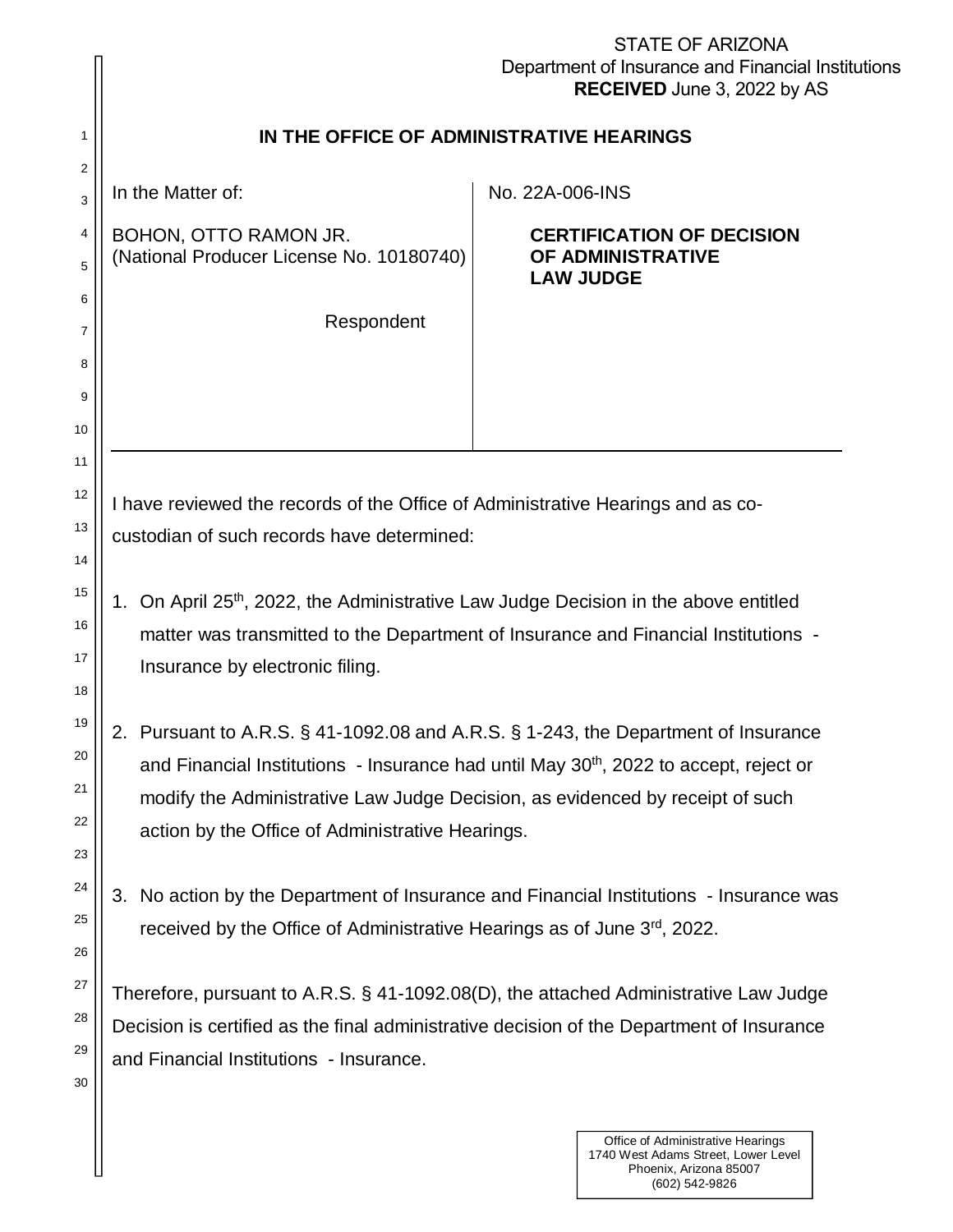STATE OF ARIZONA
Department of Insurance and Financial Institutions
**RECEIVED** June 3, 2022 by AS

# IN THE OFFICE OF ADMINISTRATIVE HEARINGS

| In the Matter of: | No. 22A-006-INS |
|---|---|
| BOHON, OTTO RAMON JR. (National Producer License No. 10180740) | **CERTIFICATION OF DECISION OF ADMINISTRATIVE LAW JUDGE** |
| Respondent | |

I have reviewed the records of the Office of Administrative Hearings and as co-custodian of such records have determined:

1. On April 25th, 2022, the Administrative Law Judge Decision in the above entitled matter was transmitted to the Department of Insurance and Financial Institutions - Insurance by electronic filing.

2. Pursuant to A.R.S. § 41-1092.08 and A.R.S. § 1-243, the Department of Insurance and Financial Institutions - Insurance had until May 30th, 2022 to accept, reject or modify the Administrative Law Judge Decision, as evidenced by receipt of such action by the Office of Administrative Hearings.

3. No action by the Department of Insurance and Financial Institutions - Insurance was received by the Office of Administrative Hearings as of June 3rd, 2022.

Therefore, pursuant to A.R.S. § 41-1092.08(D), the attached Administrative Law Judge Decision is certified as the final administrative decision of the Department of Insurance and Financial Institutions - Insurance.

Office of Administrative Hearings
1740 West Adams Street, Lower Level
Phoenix, Arizona 85007
(602) 542-9826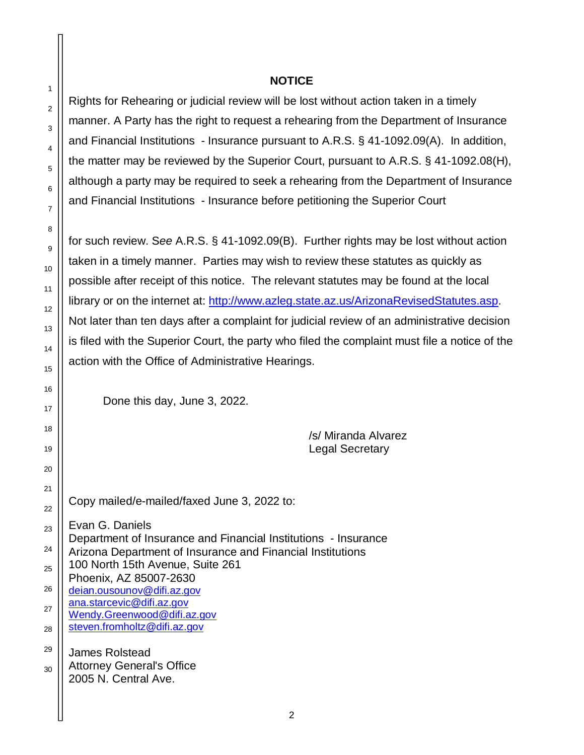## NOTICE

Rights for Rehearing or judicial review will be lost without action taken in a timely manner. A Party has the right to request a rehearing from the Department of Insurance and Financial Institutions - Insurance pursuant to A.R.S. § 41-1092.09(A). In addition, the matter may be reviewed by the Superior Court, pursuant to A.R.S. § 41-1092.08(H), although a party may be required to seek a rehearing from the Department of Insurance and Financial Institutions - Insurance before petitioning the Superior Court

for such review. S*ee* A.R.S. § 41-1092.09(B). Further rights may be lost without action taken in a timely manner. Parties may wish to review these statutes as quickly as possible after receipt of this notice. The relevant statutes may be found at the local library or on the internet at: http://www.azleg.state.az.us/ArizonaRevisedStatutes.asp. Not later than ten days after a complaint for judicial review of an administrative decision is filed with the Superior Court, the party who filed the complaint must file a notice of the action with the Office of Administrative Hearings.

Done this day, June 3, 2022.

/s/ Miranda Alvarez
Legal Secretary

Copy mailed/e-mailed/faxed June 3, 2022 to:

Evan G. Daniels
Department of Insurance and Financial Institutions - Insurance
Arizona Department of Insurance and Financial Institutions
100 North 15th Avenue, Suite 261
Phoenix, AZ 85007-2630
deian.ousounov@difi.az.gov
ana.starcevic@difi.az.gov
Wendy.Greenwood@difi.az.gov
steven.fromholtz@difi.az.gov

James Rolstead
Attorney General's Office
2005 N. Central Ave.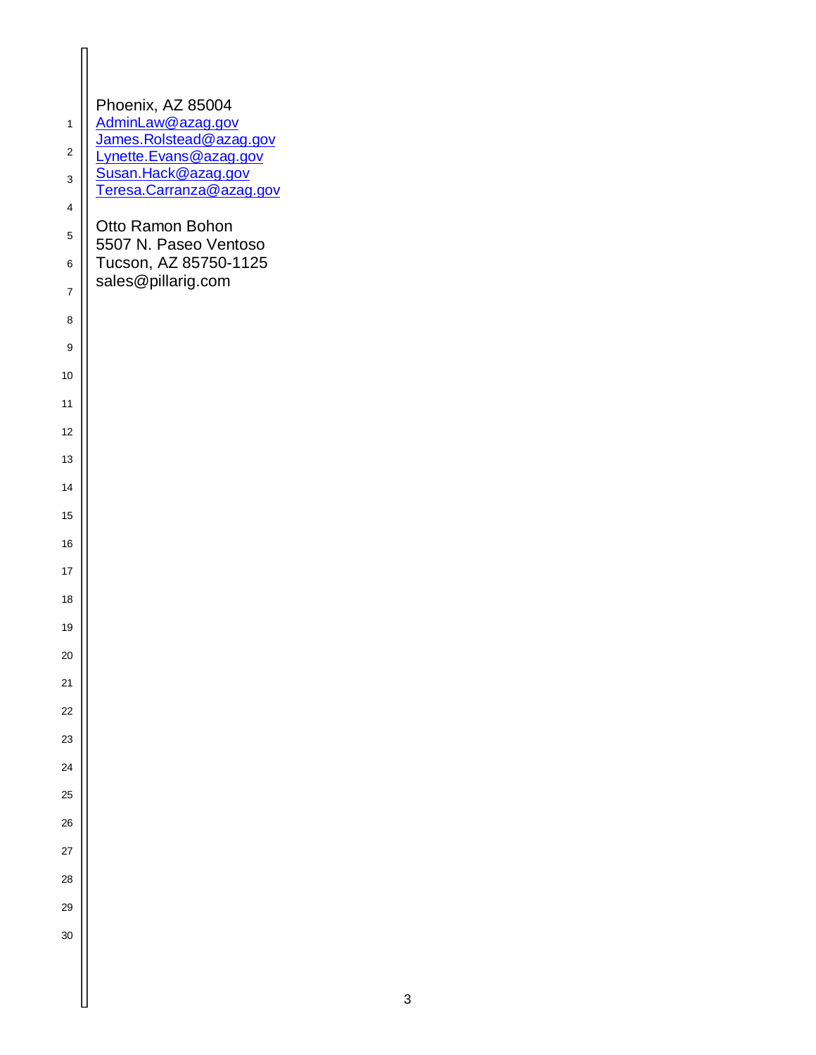Phoenix, AZ 85004
AdminLaw@azag.gov
James.Rolstead@azag.gov
Lynette.Evans@azag.gov
Susan.Hack@azag.gov
Teresa.Carranza@azag.gov

Otto Ramon Bohon
5507 N. Paseo Ventoso
Tucson, AZ 85750-1125
sales@pillarig.com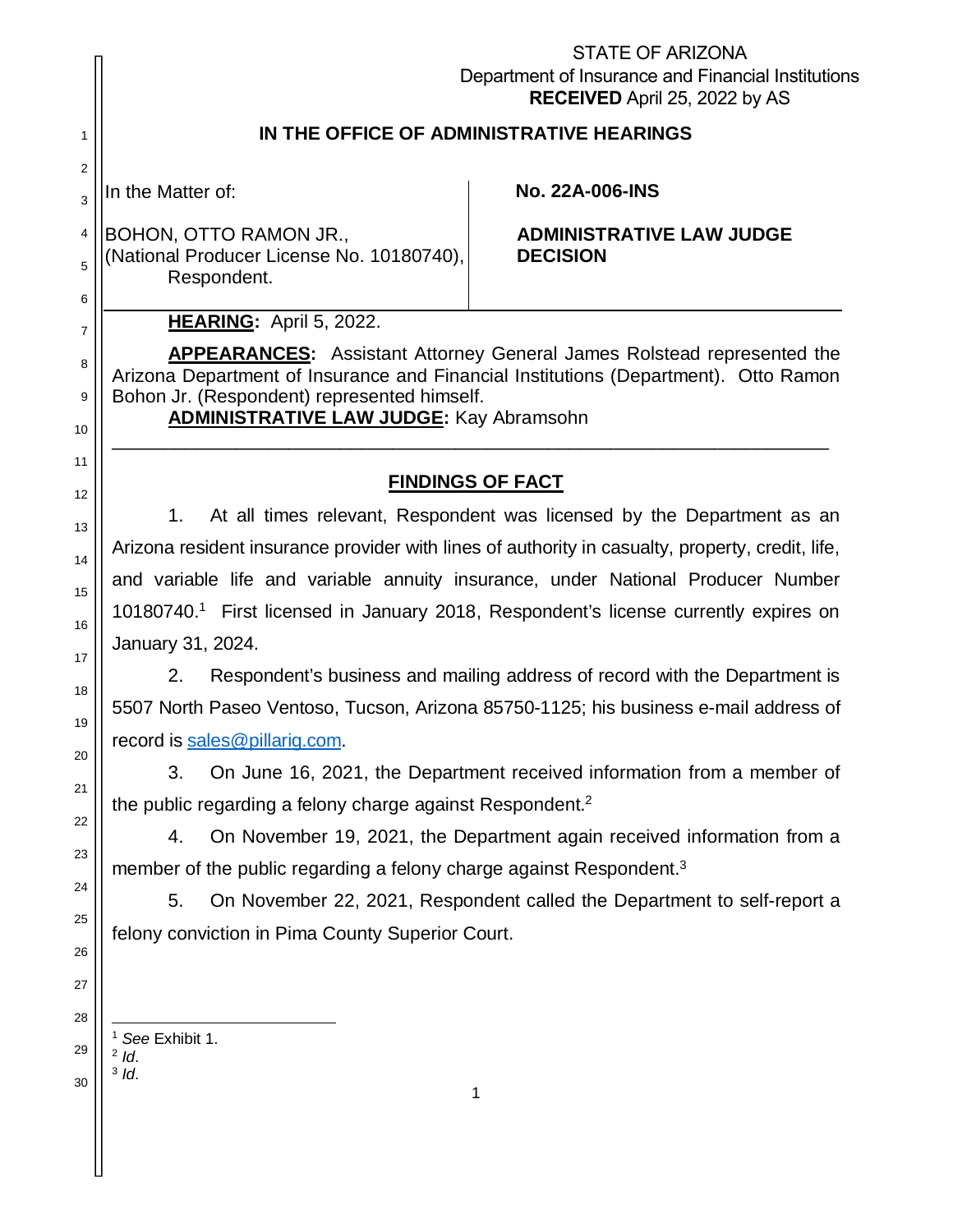STATE OF ARIZONA
Department of Insurance and Financial Institutions
**RECEIVED** April 25, 2022 by AS

**IN THE OFFICE OF ADMINISTRATIVE HEARINGS**

| In the Matter of: BOHON, OTTO RAMON JR., (National Producer License No. 10180740), Respondent. | **No. 22A-006-INS** **ADMINISTRATIVE LAW JUDGE DECISION** |
|---|---|

**HEARING:** April 5, 2022.

**APPEARANCES:** Assistant Attorney General James Rolstead represented the Arizona Department of Insurance and Financial Institutions (Department). Otto Ramon Bohon Jr. (Respondent) represented himself.

**ADMINISTRATIVE LAW JUDGE:** Kay Abramsohn

---

## FINDINGS OF FACT

1. At all times relevant, Respondent was licensed by the Department as an Arizona resident insurance provider with lines of authority in casualty, property, credit, life, and variable life and variable annuity insurance, under National Producer Number 10180740.[1] First licensed in January 2018, Respondent's license currently expires on January 31, 2024.

2. Respondent's business and mailing address of record with the Department is 5507 North Paseo Ventoso, Tucson, Arizona 85750-1125; his business e-mail address of record is sales@pillariq.com.

3. On June 16, 2021, the Department received information from a member of the public regarding a felony charge against Respondent.[2]

4. On November 19, 2021, the Department again received information from a member of the public regarding a felony charge against Respondent.[3]

5. On November 22, 2021, Respondent called the Department to self-report a felony conviction in Pima County Superior Court.

---

[1] *See* Exhibit 1.
[2] *Id*.
[3] *Id*.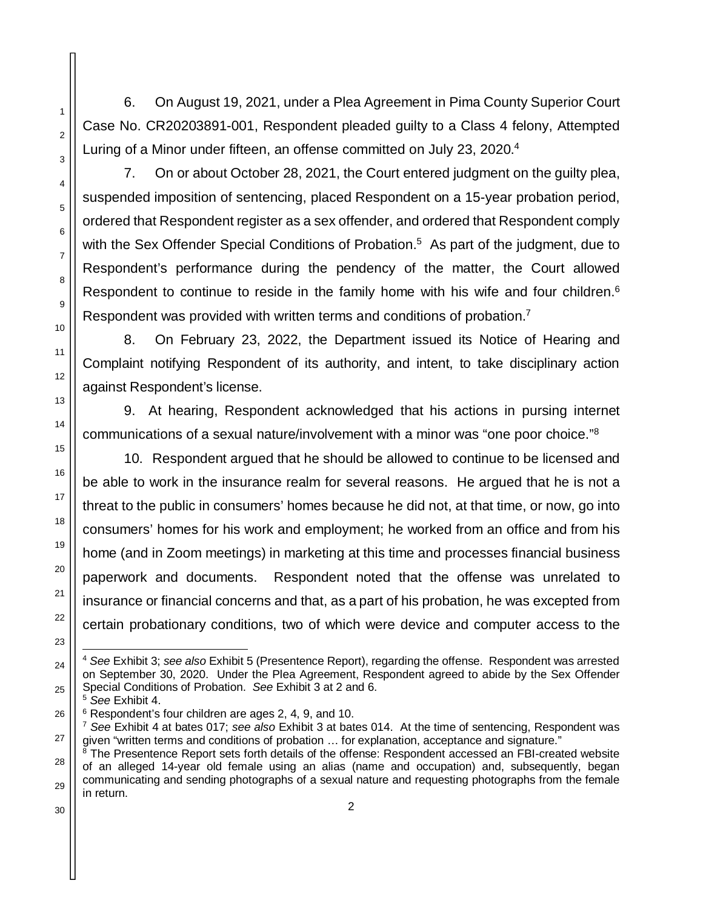6. On August 19, 2021, under a Plea Agreement in Pima County Superior Court Case No. CR20203891-001, Respondent pleaded guilty to a Class 4 felony, Attempted Luring of a Minor under fifteen, an offense committed on July 23, 2020.[4]

7. On or about October 28, 2021, the Court entered judgment on the guilty plea, suspended imposition of sentencing, placed Respondent on a 15-year probation period, ordered that Respondent register as a sex offender, and ordered that Respondent comply with the Sex Offender Special Conditions of Probation.[5] As part of the judgment, due to Respondent's performance during the pendency of the matter, the Court allowed Respondent to continue to reside in the family home with his wife and four children.[6] Respondent was provided with written terms and conditions of probation.[7]

8. On February 23, 2022, the Department issued its Notice of Hearing and Complaint notifying Respondent of its authority, and intent, to take disciplinary action against Respondent's license.

9. At hearing, Respondent acknowledged that his actions in pursing internet communications of a sexual nature/involvement with a minor was "one poor choice."[8]

10. Respondent argued that he should be allowed to continue to be licensed and be able to work in the insurance realm for several reasons. He argued that he is not a threat to the public in consumers' homes because he did not, at that time, or now, go into consumers' homes for his work and employment; he worked from an office and from his home (and in Zoom meetings) in marketing at this time and processes financial business paperwork and documents. Respondent noted that the offense was unrelated to insurance or financial concerns and that, as a part of his probation, he was excepted from certain probationary conditions, two of which were device and computer access to the

---

[4] *See* Exhibit 3; *see also* Exhibit 5 (Presentence Report), regarding the offense. Respondent was arrested on September 30, 2020. Under the Plea Agreement, Respondent agreed to abide by the Sex Offender Special Conditions of Probation. *See* Exhibit 3 at 2 and 6.

[5] *See* Exhibit 4.

[6] Respondent's four children are ages 2, 4, 9, and 10.

[7] *See* Exhibit 4 at bates 017; *see also* Exhibit 3 at bates 014. At the time of sentencing, Respondent was given "written terms and conditions of probation … for explanation, acceptance and signature."

[8] The Presentence Report sets forth details of the offense: Respondent accessed an FBI-created website of an alleged 14-year old female using an alias (name and occupation) and, subsequently, began communicating and sending photographs of a sexual nature and requesting photographs from the female in return.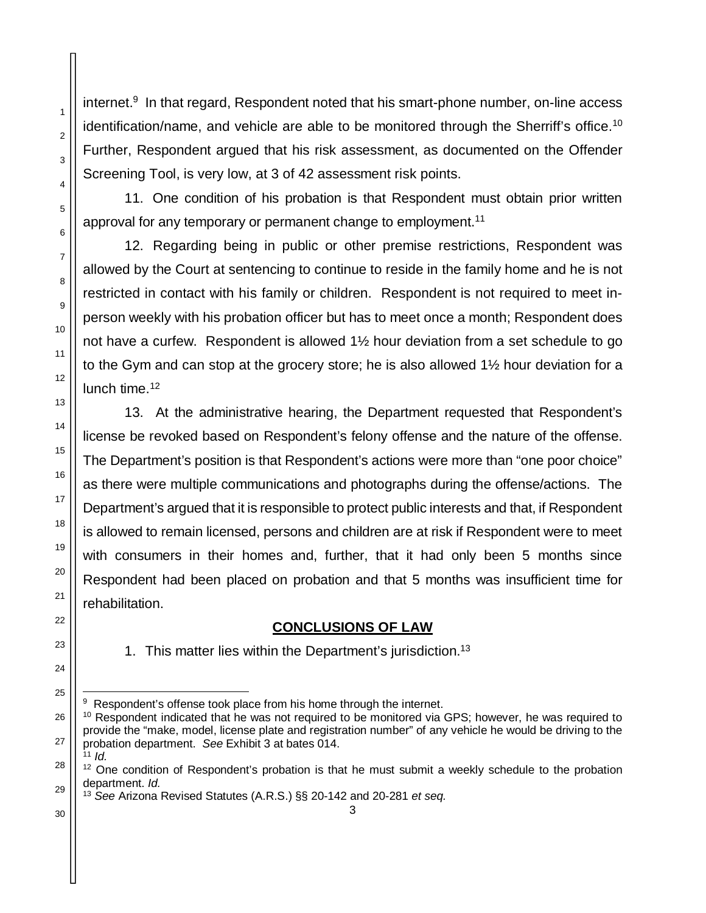internet.[9] In that regard, Respondent noted that his smart-phone number, on-line access identification/name, and vehicle are able to be monitored through the Sherriff's office.[10] Further, Respondent argued that his risk assessment, as documented on the Offender Screening Tool, is very low, at 3 of 42 assessment risk points.

11. One condition of his probation is that Respondent must obtain prior written approval for any temporary or permanent change to employment.[11]

12. Regarding being in public or other premise restrictions, Respondent was allowed by the Court at sentencing to continue to reside in the family home and he is not restricted in contact with his family or children. Respondent is not required to meet in-person weekly with his probation officer but has to meet once a month; Respondent does not have a curfew. Respondent is allowed 1½ hour deviation from a set schedule to go to the Gym and can stop at the grocery store; he is also allowed 1½ hour deviation for a lunch time.[12]

13. At the administrative hearing, the Department requested that Respondent's license be revoked based on Respondent's felony offense and the nature of the offense. The Department's position is that Respondent's actions were more than "one poor choice" as there were multiple communications and photographs during the offense/actions. The Department's argued that it is responsible to protect public interests and that, if Respondent is allowed to remain licensed, persons and children are at risk if Respondent were to meet with consumers in their homes and, further, that it had only been 5 months since Respondent had been placed on probation and that 5 months was insufficient time for rehabilitation.

## CONCLUSIONS OF LAW

1. This matter lies within the Department's jurisdiction.[13]

---

[9] Respondent's offense took place from his home through the internet.

[10] Respondent indicated that he was not required to be monitored via GPS; however, he was required to provide the "make, model, license plate and registration number" of any vehicle he would be driving to the probation department. *See* Exhibit 3 at bates 014.

[11] *Id.*

[12] One condition of Respondent's probation is that he must submit a weekly schedule to the probation department. *Id.*

[13] *See* Arizona Revised Statutes (A.R.S.) §§ 20-142 and 20-281 *et seq.*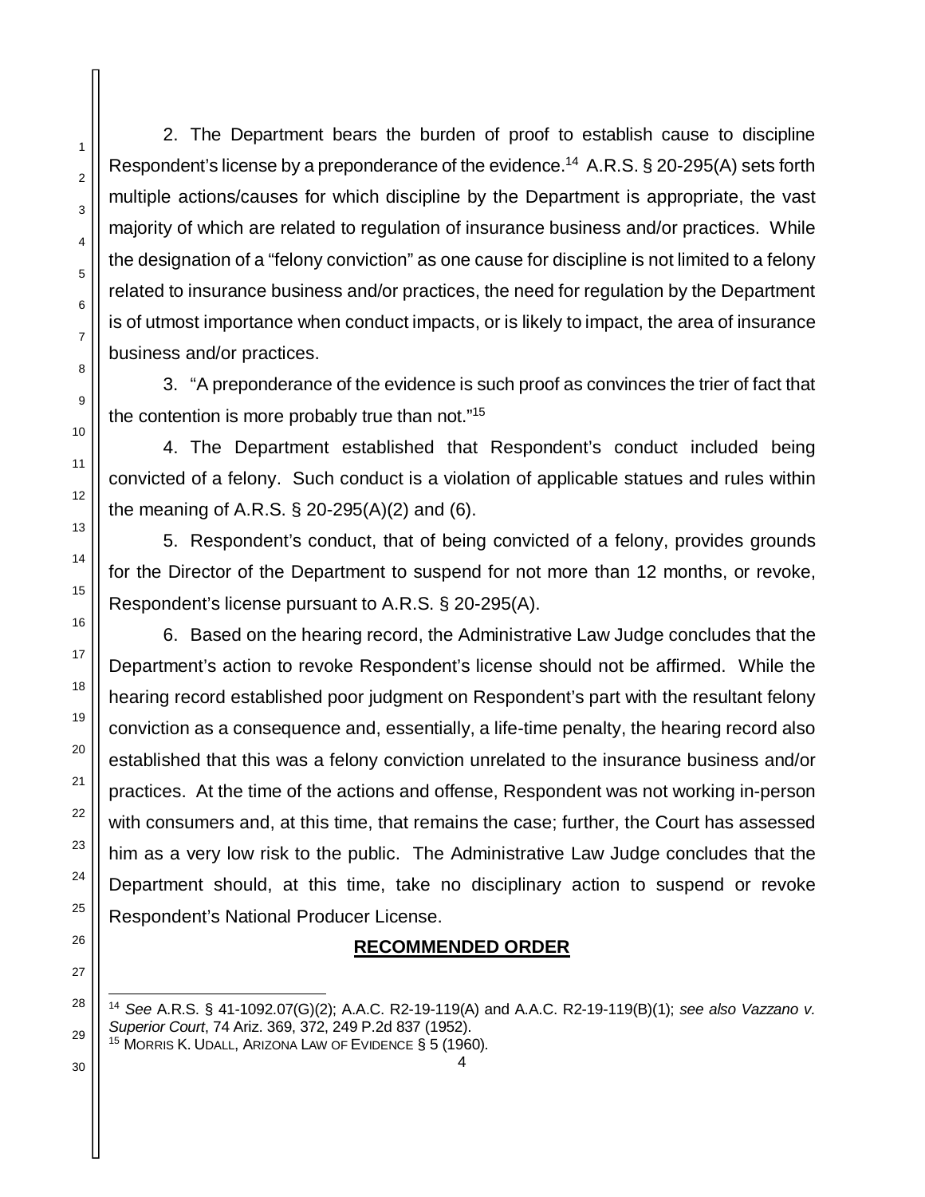2. The Department bears the burden of proof to establish cause to discipline Respondent's license by a preponderance of the evidence.[14] A.R.S. § 20-295(A) sets forth multiple actions/causes for which discipline by the Department is appropriate, the vast majority of which are related to regulation of insurance business and/or practices. While the designation of a "felony conviction" as one cause for discipline is not limited to a felony related to insurance business and/or practices, the need for regulation by the Department is of utmost importance when conduct impacts, or is likely to impact, the area of insurance business and/or practices.

3. "A preponderance of the evidence is such proof as convinces the trier of fact that the contention is more probably true than not."[15]

4. The Department established that Respondent's conduct included being convicted of a felony. Such conduct is a violation of applicable statues and rules within the meaning of A.R.S. § 20-295(A)(2) and (6).

5. Respondent's conduct, that of being convicted of a felony, provides grounds for the Director of the Department to suspend for not more than 12 months, or revoke, Respondent's license pursuant to A.R.S. § 20-295(A).

6. Based on the hearing record, the Administrative Law Judge concludes that the Department's action to revoke Respondent's license should not be affirmed. While the hearing record established poor judgment on Respondent's part with the resultant felony conviction as a consequence and, essentially, a life-time penalty, the hearing record also established that this was a felony conviction unrelated to the insurance business and/or practices. At the time of the actions and offense, Respondent was not working in-person with consumers and, at this time, that remains the case; further, the Court has assessed him as a very low risk to the public. The Administrative Law Judge concludes that the Department should, at this time, take no disciplinary action to suspend or revoke Respondent's National Producer License.

## RECOMMENDED ORDER

---

[14] *See* A.R.S. § 41-1092.07(G)(2); A.A.C. R2-19-119(A) and A.A.C. R2-19-119(B)(1); *see also Vazzano v. Superior Court*, 74 Ariz. 369, 372, 249 P.2d 837 (1952).

[15] MORRIS K. UDALL, ARIZONA LAW OF EVIDENCE § 5 (1960).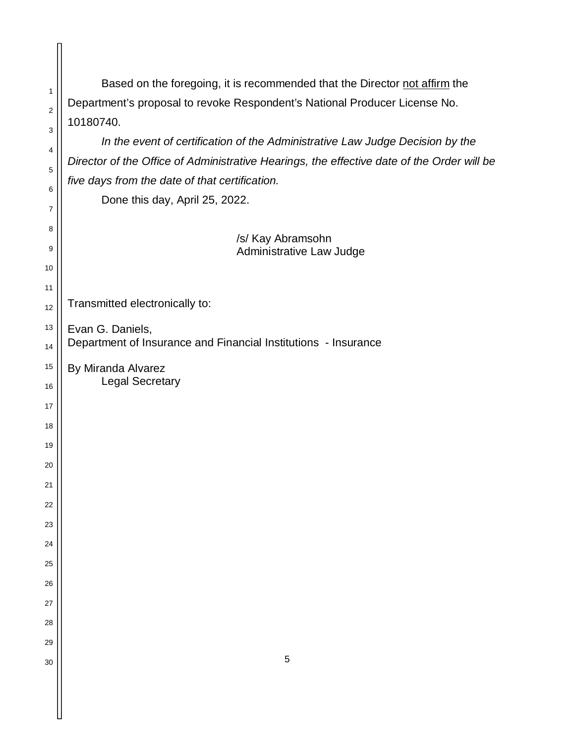Based on the foregoing, it is recommended that the Director <u>not affirm</u> the Department's proposal to revoke Respondent's National Producer License No. 10180740.

*In the event of certification of the Administrative Law Judge Decision by the Director of the Office of Administrative Hearings, the effective date of the Order will be five days from the date of that certification.*

Done this day, April 25, 2022.

/s/ Kay Abramsohn
Administrative Law Judge

Transmitted electronically to:

Evan G. Daniels,
Department of Insurance and Financial Institutions - Insurance

By Miranda Alvarez
Legal Secretary